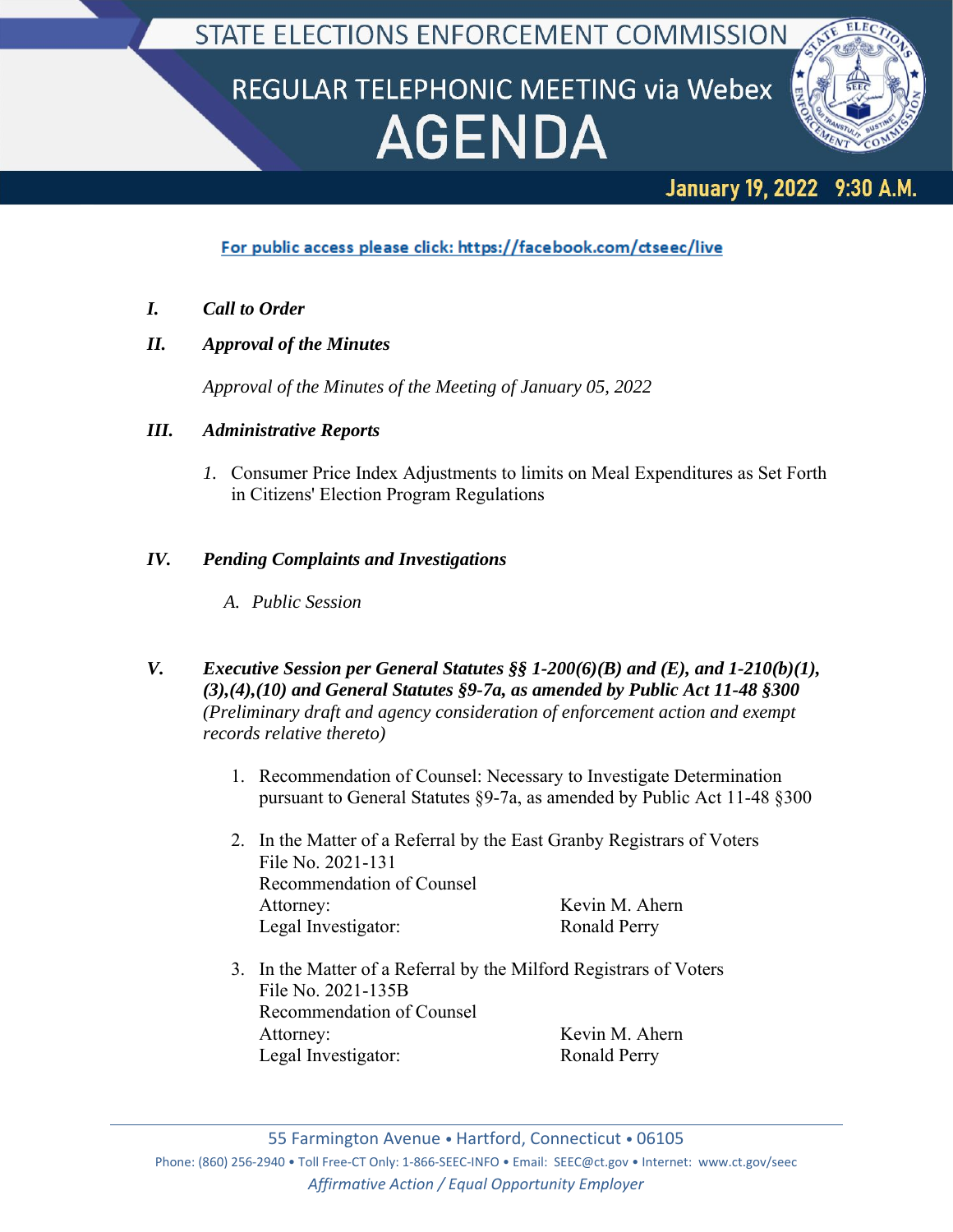# STATE ELECTIONS ENFORCEMENT COMMISSION

## REGULAR TELEPHONIC MEETING via Webex

# AGENDA

**January 19, 2022 9:30 A.M.**

For public access please click: https://facebook.com/ctseec/live

***I. Call to Order***

***II. Approval of the Minutes***

*Approval of the Minutes of the Meeting of January 05, 2022*

***III. Administrative Reports***

*1.* Consumer Price Index Adjustments to limits on Meal Expenditures as Set Forth in Citizens' Election Program Regulations

***IV. Pending Complaints and Investigations***

*A. Public Session*

***V. Executive Session per General Statutes §§ 1-200(6)(B) and (E), and 1-210(b)(1), (3),(4),(10) and General Statutes §9-7a, as amended by Public Act 11-48 §300*** *(Preliminary draft and agency consideration of enforcement action and exempt records relative thereto)*

1. Recommendation of Counsel: Necessary to Investigate Determination pursuant to General Statutes §9-7a, as amended by Public Act 11-48 §300

2. In the Matter of a Referral by the East Granby Registrars of Voters
   File No. 2021-131
   Recommendation of Counsel
   Attorney: Kevin M. Ahern
   Legal Investigator: Ronald Perry

3. In the Matter of a Referral by the Milford Registrars of Voters
   File No. 2021-135B
   Recommendation of Counsel
   Attorney: Kevin M. Ahern
   Legal Investigator: Ronald Perry

55 Farmington Avenue • Hartford, Connecticut • 06105
Phone: (860) 256-2940 • Toll Free-CT Only: 1-866-SEEC-INFO • Email: SEEC@ct.gov • Internet: www.ct.gov/seec
*Affirmative Action / Equal Opportunity Employer*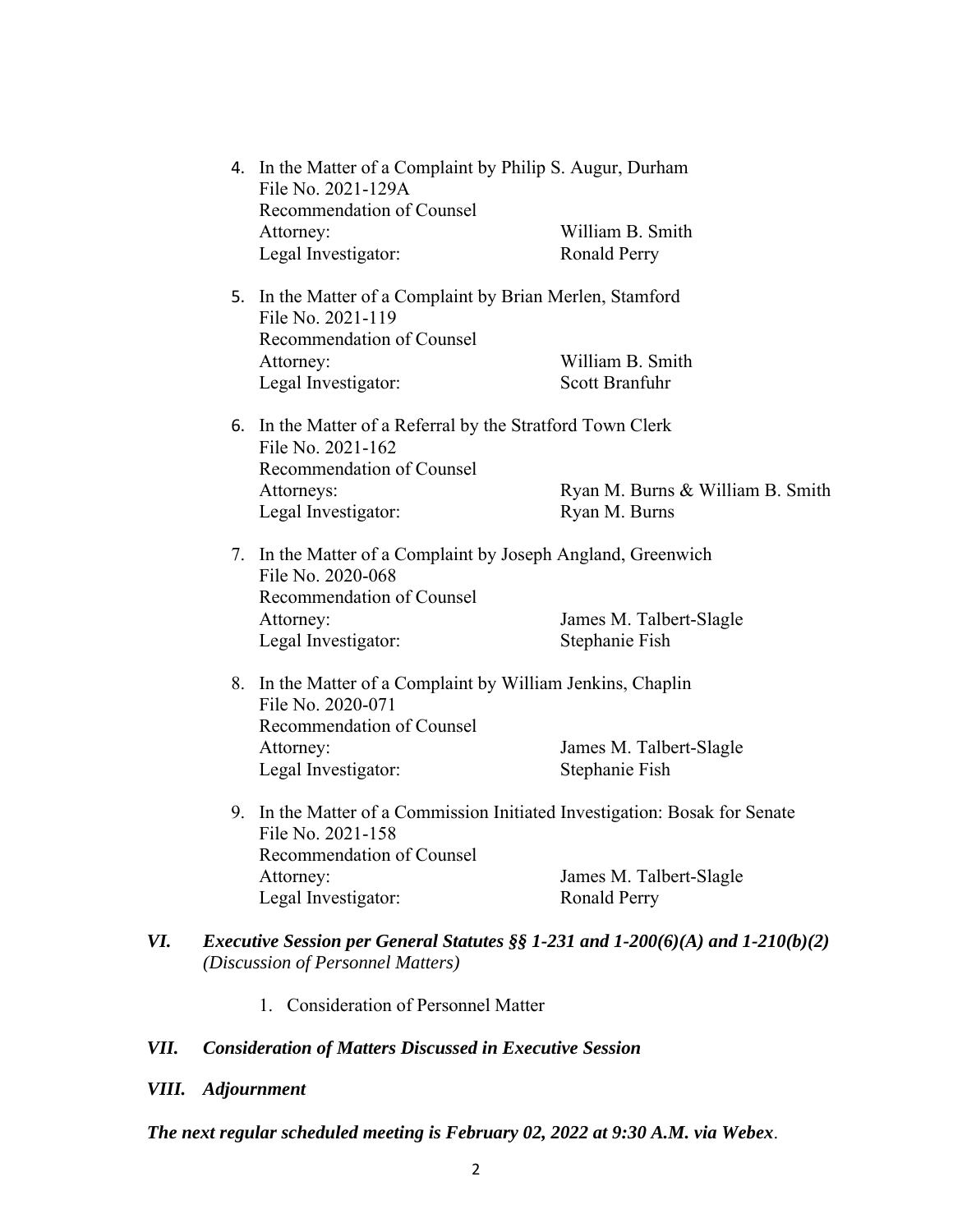4. In the Matter of a Complaint by Philip S. Augur, Durham
   File No. 2021-129A
   Recommendation of Counsel
   Attorney: William B. Smith
   Legal Investigator: Ronald Perry

5. In the Matter of a Complaint by Brian Merlen, Stamford
   File No. 2021-119
   Recommendation of Counsel
   Attorney: William B. Smith
   Legal Investigator: Scott Branfuhr

6. In the Matter of a Referral by the Stratford Town Clerk
   File No. 2021-162
   Recommendation of Counsel
   Attorneys: Ryan M. Burns & William B. Smith
   Legal Investigator: Ryan M. Burns

7. In the Matter of a Complaint by Joseph Angland, Greenwich
   File No. 2020-068
   Recommendation of Counsel
   Attorney: James M. Talbert-Slagle
   Legal Investigator: Stephanie Fish

8. In the Matter of a Complaint by William Jenkins, Chaplin
   File No. 2020-071
   Recommendation of Counsel
   Attorney: James M. Talbert-Slagle
   Legal Investigator: Stephanie Fish

9. In the Matter of a Commission Initiated Investigation: Bosak for Senate
   File No. 2021-158
   Recommendation of Counsel
   Attorney: James M. Talbert-Slagle
   Legal Investigator: Ronald Perry

## *VI. Executive Session per General Statutes §§ 1-231 and 1-200(6)(A) and 1-210(b)(2)* *(Discussion of Personnel Matters)*

1. Consideration of Personnel Matter

## *VII. Consideration of Matters Discussed in Executive Session*

## *VIII. Adjournment*

***The next regular scheduled meeting is February 02, 2022 at 9:30 A.M. via Webex.***